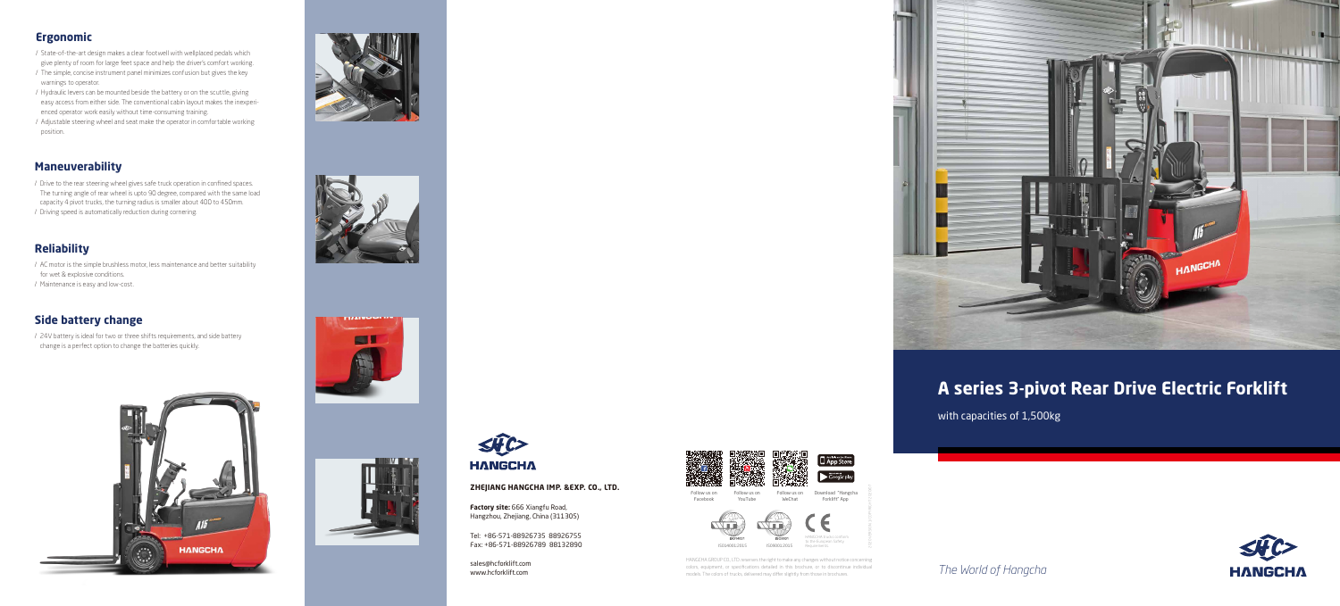## Ergonomic

/ State-of-the-art design makes a clear footwell with wellplaced pedals which give plenty of room for large feet space and help the driver's comfort working.
/ The simple, concise instrument panel minimizes confusion but gives the key warnings to operator.
/ Hydraulic levers can be mounted beside the battery or on the scuttle, giving easy access from either side. The conventional cabin layout makes the inexperienced operator work easily without time-consuming training.
/ Adjustable steering wheel and seat make the operator in comfortable working position.

## Maneuverability

/ Drive to the rear steering wheel gives safe truck operation in confined spaces. The turning angle of rear wheel is upto 90 degree, compared with the same load capacity 4 pivot trucks, the turning radius is smaller about 400 to 450mm.
/ Driving speed is automatically reduction during cornering.

## Reliability

/ AC motor is the simple brushless motor, less maintenance and better suitability for wet & explosive conditions.
/ Maintenance is easy and low-cost.

## Side battery change

/ 24V battery is ideal for two or three shifts requirements, and side battery change is a perfect option to change the batteries quickly.

HANGCHA

**ZHEJIANG HANGCHA IMP. &EXP. CO., LTD.**

**Factory site:** 666 Xiangfu Road, Hangzhou, Zhejiang, China (311305)

Tel: +86-571-88926735 88926755
Fax: +86-571-88926789 88132890

sales@hcforklift.com
www.hcforklift.com

Follow us on Facebook | Follow us on YouTube | Follow us on WeChat | Download "Hangcha Forklift" App

ISO14001:2015 | ISO9001:2015 | HANGCHA trucks conform to the European safety Requirements

HANGCHA GROUP CO.,LTD. reserves the right to make any changes without notice concerning colors, equipment, or specifications detailed in this brochure, or to discontinue individual models. The colors of trucks delivered may differ slightly from those in brochures.

# A series 3-pivot Rear Drive Electric Forklift

with capacities of 1,500kg

*The World of Hangcha*

HANGCHA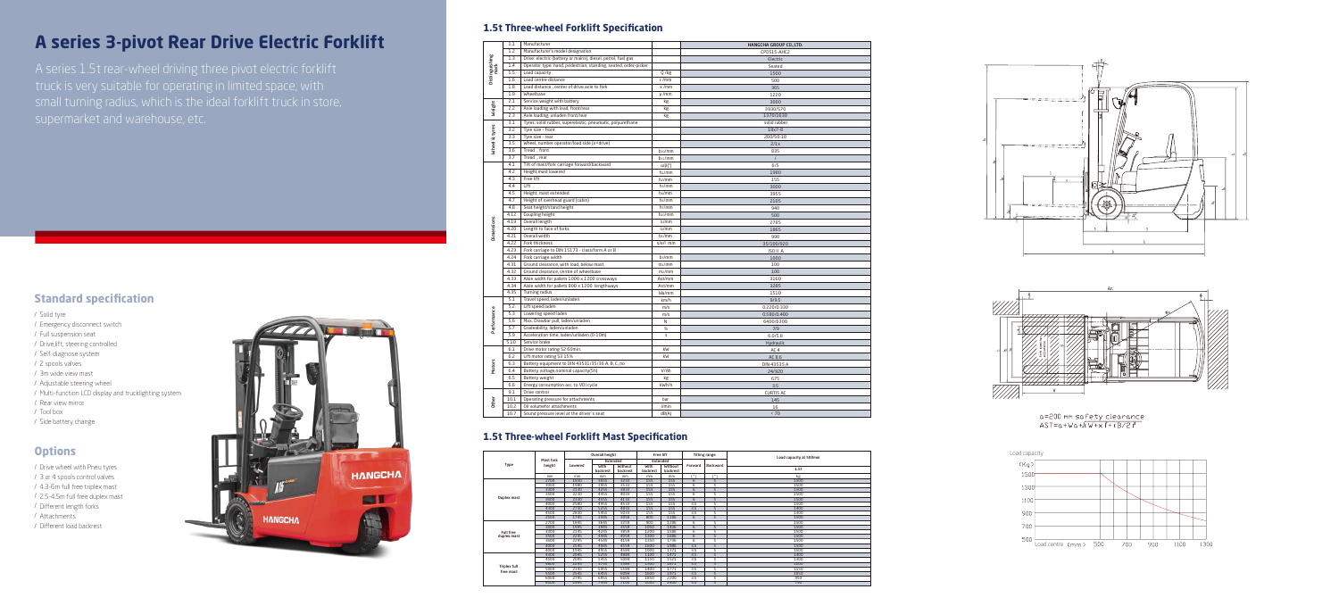# A series 3-pivot Rear Drive Electric Forklift

A series 1.5t rear-wheel driving three pivot electric forklift truck is very suitable for operating in limited space, with small turning radius, which is the ideal forklift truck in store, supermarket and warehouse, etc.

## Standard specification

- Solid tyre
- Emergency disconnect switch
- Full suspension seat
- Drive,lift, steering controlled
- Self-diagnose system
- 2 spools valves
- 3m wide view mast
- Adjustable steering wheel
- Multi-function LCD display and trucklighting system
- Rear view mirror
- Tool box
- Side battery change

## Options

- Drive wheel with Pneu tyres
- 3 or 4 spools control valves
- 4.3-6m full free triplex mast
- 2.5-4.5m full free duplex mast
- Different length forks
- Attachments
- Different load backrest

## 1.5t Three-wheel Forklift Specification

| | | | | |
|---|---|---|---|---|
| Distinguishing mark | 1.1 | Manufacturer | | HANGCHA GROUP CO.,LTD. |
| | 1.2 | Manufacturer's model designation | | CPDS15-AHC2 |
| | 1.3 | Drive: electric (battery or mains), diesel, petrol, fuel gas | | Electric |
| | 1.4 | Operator type: hand, pedestrian, standing, seated, order-picker | | Seated |
| | 1.5 | Load capacity | Q /kg | 1500 |
| | 1.6 | Load centre distance | c /mm | 500 |
| | 1.8 | Load distance , centre of drive axle to fork | x /mm | 365 |
| | 1.9 | Wheelbase | y /mm | 1220 |
| Weight | 2.1 | Service weight with battery | kg | 3000 |
| | 2.2 | Axle loading with load, front/rear | kg | 3930/570 |
| | 2.3 | Axle loading, unladen front/rear | kg | 1370/1630 |
| Wheel & tyres | 3.1 | Tyres: solid rubber, superelastic, pneumatic, polyurethane | | solid rubber |
| | 3.2 | Tyre size - front | | 18x7-8 |
| | 3.3 | Tyre size - rear | | 200/50-10 |
| | 3.5 | Wheel, number operator/load side (x=drive) | | 2/1x |
| | 3.6 | Tread , front | $b_{10}$/mm | 835 |
| | 3.7 | Tread , rear | $b_{11}$/mm | / |
| Dimensions | 4.1 | Tilt of mast/fork carriage forward/backward | α/β(°) | 6/5 |
| | 4.2 | Height,mast lowered | $h_1$/mm | 1980 |
| | 4.3 | Free lift | $h_2$/mm | 155 |
| | 4.4 | Lift | $h_3$/mm | 3000 |
| | 4.5 | Height, mast extended | $h_4$/mm | 3955 |
| | 4.7 | Height of overhead guard (cabin) | $h_6$/mm | 2105 |
| | 4.8 | Seat height/stand height | $h_7$/mm | 940 |
| | 4.12 | Coupling height | $h_{10}$/mm | 500 |
| | 4.19 | Overall length | $l_1$/mm | 2785 |
| | 4.20 | Length to face of forks | $l_2$/mm | 1865 |
| | 4.21 | Overall width | $b_1$/mm | 990 |
| | 4.22 | Fork thickness | s/e/l mm | 35/100/920 |
| | 4.23 | Fork carriage to DIN 15173 - class/form A or B | | ISO II A |
| | 4.24 | Fork carriage width | $b_3$/mm | 1000 |
| | 4.31 | Ground clearance, with load, below mast | $m_1$/mm | 100 |
| | 4.32 | Ground clearance, centre of wheelbase | $m_2$/mm | 100 |
| | 4.33 | Aisle width for pallets 1000 x 1200 crossways | Ast/mm | 3160 |
| | 4.34 | Aisle width for pallets 800 x 1200 lengthways | Ast/mm | 3285 |
| | 4.35 | Turning radius | Wa/mm | 1510 |
| Performance | 5.1 | Travel speed, laden/unladen | km/h | 9/9.5 |
| | 5.2 | Lift speed laden | m/s | 0.22/0.330 |
| | 5.3 | Lowering speed laden | m/s | 0.580/0.480 |
| | 5.6 | Max. Drawbar pull, laden/unladen | N | 6400/6300 |
| | 5.7 | Gradeability, laden/unladen | % | 7/9 |
| | 5.9 | Acceleration time, laden/unladen (0-10m) | s | 6.0/5.8 |
| | 5.10 | Service brake | | Hydraulic |
| Motors | 6.1 | Drive motor rating S2 60min. | kW | AC 4 |
| | 6.2 | Lift motor rating S3 15% | kW | AC 8.6 |
| | 6.3 | Battery equipment to DIN 43531/35/36 A, B, C, no | | DIN 43535 A |
| | 6.4 | Battery voltage,nominal capacity(5h) | V/Ah | 24/920 |
| | 6.5 | Battery weight | kg | 675 |
| | 6.6 | Energy consumption acc. to VDI cycle | kWh/h | 3.5 |
| Other | 9.1 | Drive control | | CURTIS AC |
| | 10.1 | Operating pressure for attachments | bar | 145 |
| | 10.2 | Oil volume for attachments | l/min | 16 |
| | 10.7 | Sound pressure level at the driver's seat | dB(A) | < 70 |

a=200 mm safety clearance

AST=a+Wa+√(W+x)²+(B/2)²

Load capacity

(Kg)

1500

1300

1100

900

700

500

Load centre (mm) 500 700 900 1100 1300

## 1.5t Three-wheel Forklift Mast Specification

| Type | Mast fork height | Overall height | | | Free lift | | Tilting range | | Load capacity at 500mm |
|---|---|---|---|---|---|---|---|---|---|
| | | Lowered | Extended | | Extended | | Forward | Backward | 1.5t |
| | | | With backrest | Without backrest | With backrest | Without backrest | | | |
| | mm | mm | mm | mm | mm | mm | (°) | (°) | kg |
| Duplex mast | 2700 | 1830 | 3655 | 3330 | 155 | 155 | 6 | 5 | 1500 |
| | 3000 | 1980 | 3955 | 3630 | 155 | 155 | 6 | 5 | 1500 |
| | 3300 | 2130 | 4255 | 3930 | 155 | 155 | 6 | 5 | 1500 |
| | 3600 | 2280 | 4555 | 4230 | 155 | 155 | 6 | 5 | 1500 |
| | 3800 | 2380 | 4755 | 4430 | 155 | 155 | 6 | 5 | 1500 |
| | 4000 | 2580 | 4955 | 4630 | 155 | 155 | 3.5 | 5 | 1500 |
| | 4300 | 2730 | 5255 | 4930 | 155 | 155 | 3.5 | 5 | 1400 |
| | 4500 | 2830 | 5455 | 5130 | 155 | 155 | 3.5 | 5 | 1300 |
| | 4800 | 3180 | 5755 | 5430 | 155 | 155 | 3.5 | 5 | 1050 |
| Full free duplex mast | 2700 | 1835 | 3655 | 3358 | 900 | 1236 | 6 | 5 | 1500 |
| | 3000 | 1985 | 3955 | 3658 | 1050 | 1386 | 6 | 5 | 1500 |
| | 3300 | 2135 | 4255 | 3958 | 1200 | 1536 | 6 | 5 | 1500 |
| | 3500 | 2245 | 4455 | 4158 | 1300 | 1636 | 6 | 5 | 1500 |
| | 3600 | 2295 | 4555 | 4258 | 1350 | 1736 | 6 | 5 | 1500 |
| | 4000 | 2545 | 4955 | 4658 | 1600 | 1986 | 3.5 | 5 | 1500 |
| | 4300 | 2645 | 5255 | 4958 | 1700 | 2086 | 3.5 | 5 | 1300 |
| | 4500 | 2845 | 5455 | 5158 | 1900 | 2286 | 3.5 | 5 | 1100 |
| Triplex full free mast | 4300 | 2080 | 5255 | 4958 | 1135 | 1521 | 3.5 | 5 | 1300 |
| | 4500 | 2145 | 5455 | 5158 | 1200 | 1571 | 3.5 | 5 | 1250 |
| | 4800 | 2245 | 5755 | 5458 | 1300 | 1671 | 3.5 | 5 | 1200 |
| | 5000 | 2345 | 5955 | 5658 | 1400 | 1771 | 3.5 | 5 | 1100 |
| | 5500 | 2515 | 6455 | 6158 | 1600 | 1971 | 3.5 | 5 | 1000 |
| | 6000 | 2795 | 6955 | 6658 | 1850 | 2230 | 3.5 | 5 | 950 |
| | 6500 | 2995 | 7455 | 7158 | 2050 | 2430 | 3.5 | 5 | 700 |